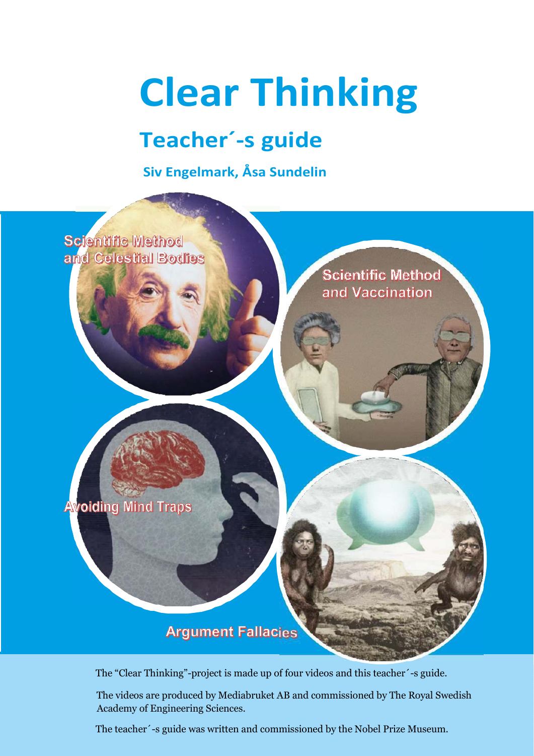# Clear Thinking

## Teacher´-s guide

**Siv Engelmark, Åsa Sundelin**

Scientific Method and Celestial Bodies

Scientific Method and Vaccination

Avoiding Mind Traps

Argument Fallacies

The “Clear Thinking”-project is made up of four videos and this teacher´-s guide.

The videos are produced by Mediabruket AB and commissioned by The Royal Swedish Academy of Engineering Sciences.

The teacher´-s guide was written and commissioned by the Nobel Prize Museum.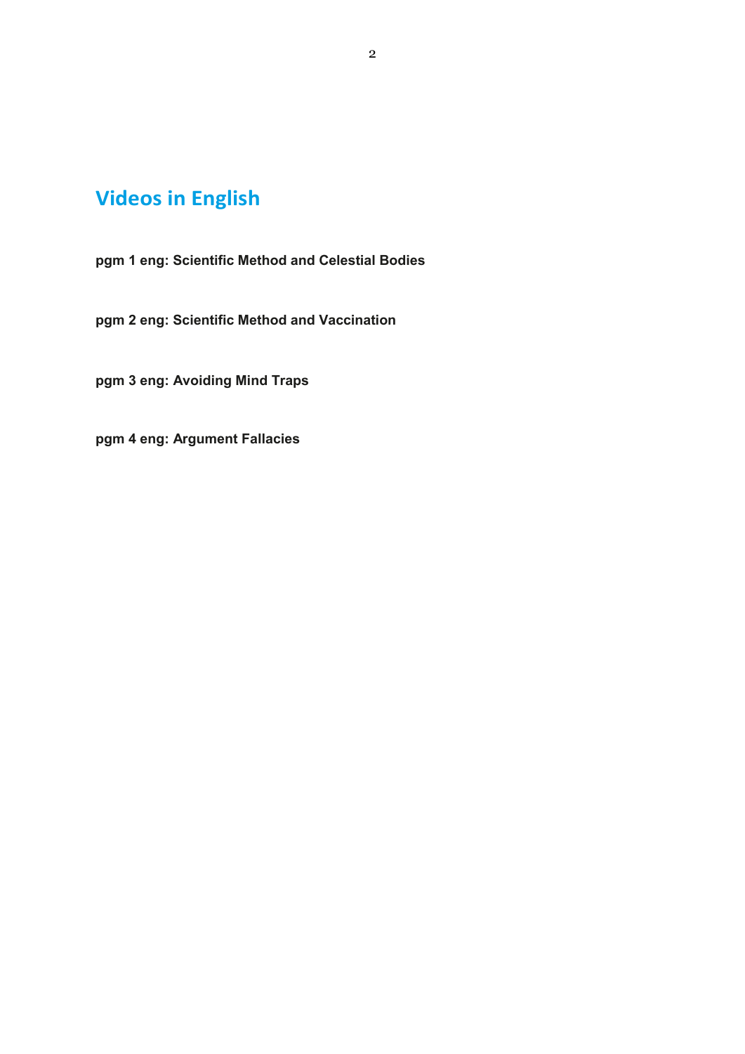## Videos in English

**pgm 1 eng: Scientific Method and Celestial Bodies**

**pgm 2 eng: Scientific Method and Vaccination**

**pgm 3 eng: Avoiding Mind Traps**

**pgm 4 eng: Argument Fallacies**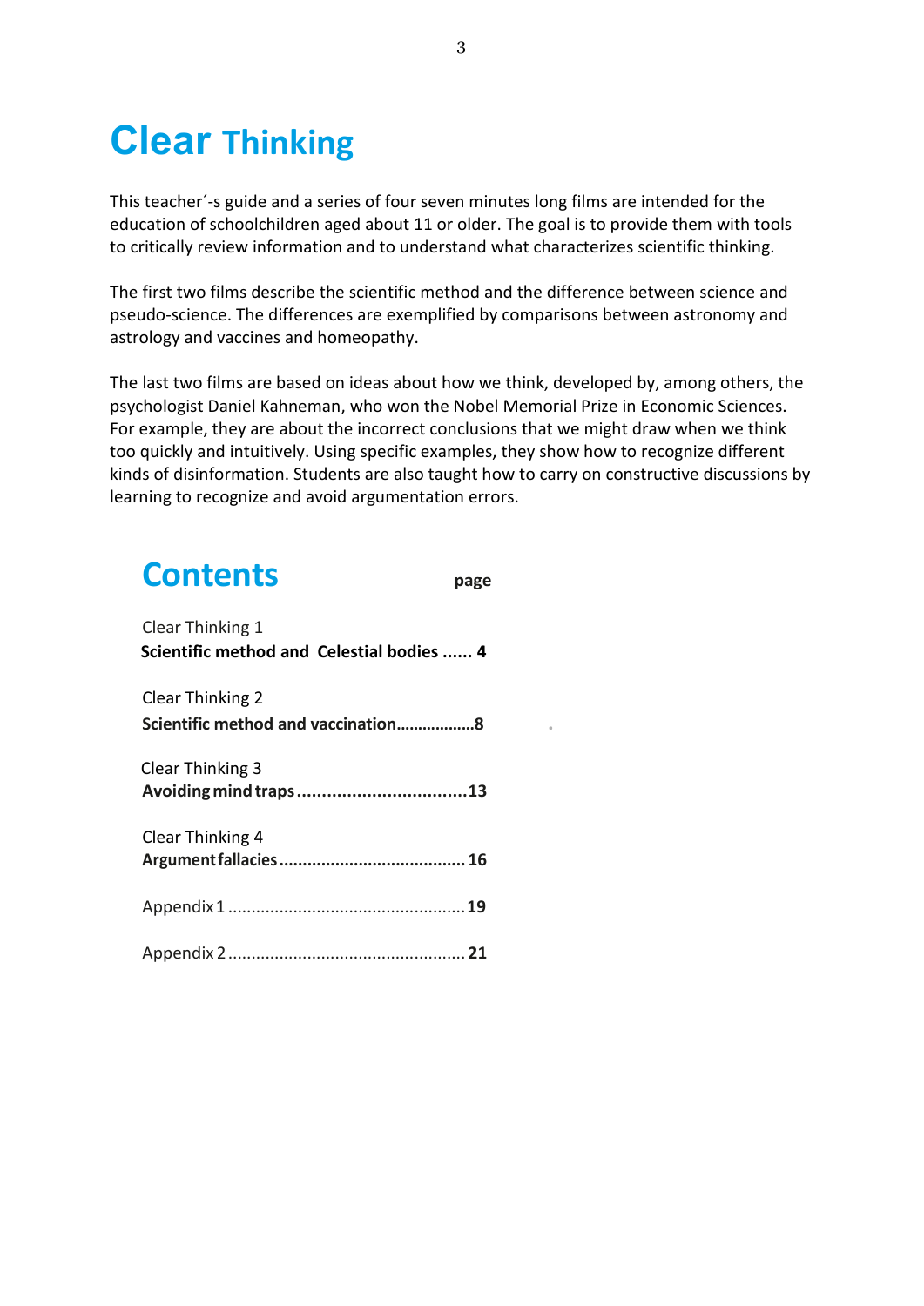# Clear Thinking

This teacher´-s guide and a series of four seven minutes long films are intended for the education of schoolchildren aged about 11 or older. The goal is to provide them with tools to critically review information and to understand what characterizes scientific thinking.

The first two films describe the scientific method and the difference between science and pseudo-science. The differences are exemplified by comparisons between astronomy and astrology and vaccines and homeopathy.

The last two films are based on ideas about how we think, developed by, among others, the psychologist Daniel Kahneman, who won the Nobel Memorial Prize in Economic Sciences. For example, they are about the incorrect conclusions that we might draw when we think too quickly and intuitively. Using specific examples, they show how to recognize different kinds of disinformation. Students are also taught how to carry on constructive discussions by learning to recognize and avoid argumentation errors.

## Contents

**page**

Clear Thinking 1
**Scientific method and Celestial bodies ...... 4**

Clear Thinking 2
**Scientific method and vaccination..................8**

Clear Thinking 3
**Avoiding mind traps..................................13**

Clear Thinking 4
**Argument fallacies....................................... 16**

Appendix 1 .................................................. **19**

Appendix 2 .................................................. **21**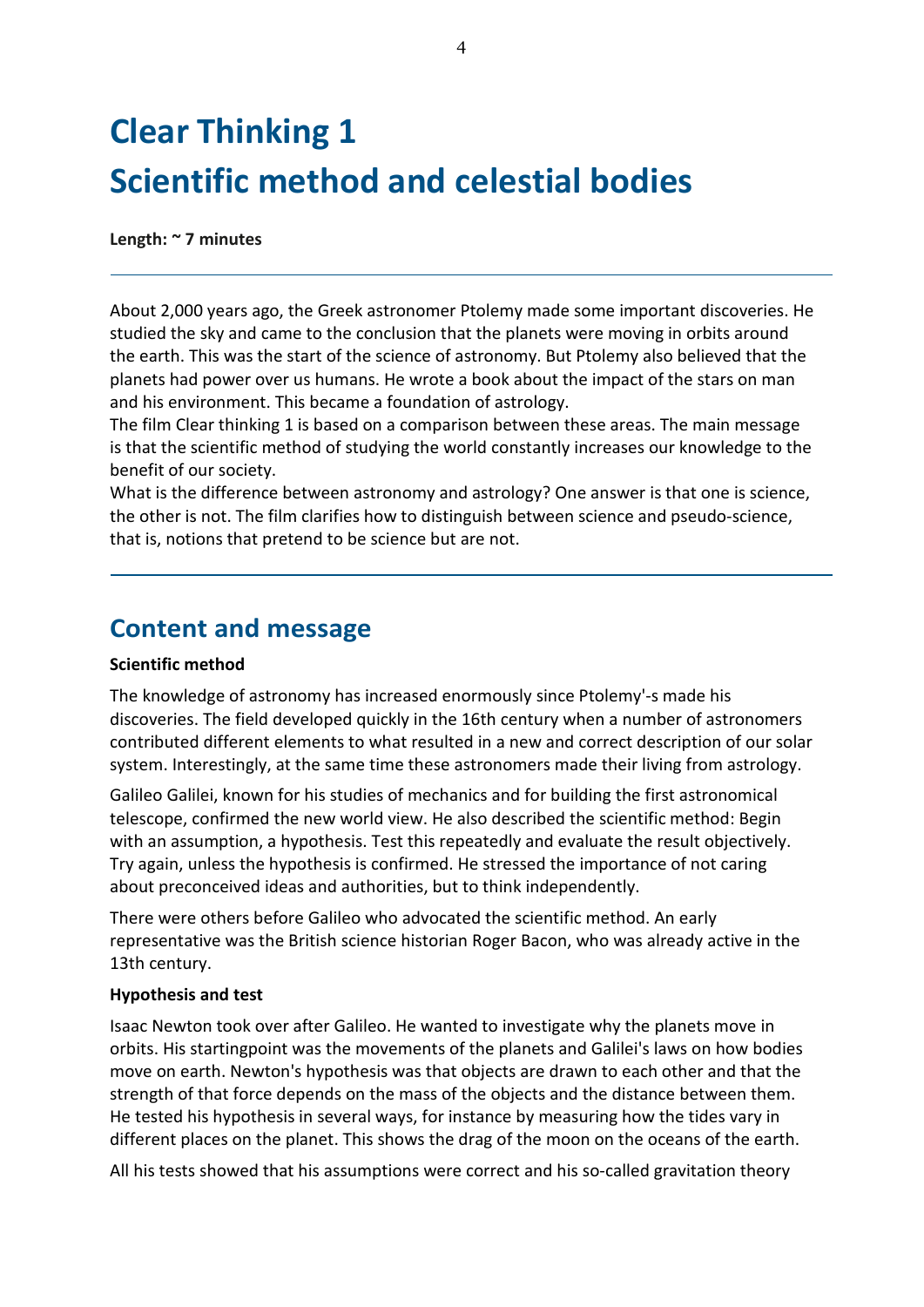# Clear Thinking 1
# Scientific method and celestial bodies

**Length: ~ 7 minutes**

---

About 2,000 years ago, the Greek astronomer Ptolemy made some important discoveries. He studied the sky and came to the conclusion that the planets were moving in orbits around the earth. This was the start of the science of astronomy. But Ptolemy also believed that the planets had power over us humans. He wrote a book about the impact of the stars on man and his environment. This became a foundation of astrology.

The film Clear thinking 1 is based on a comparison between these areas. The main message is that the scientific method of studying the world constantly increases our knowledge to the benefit of our society.

What is the difference between astronomy and astrology? One answer is that one is science, the other is not. The film clarifies how to distinguish between science and pseudo-science, that is, notions that pretend to be science but are not.

---

## Content and message

**Scientific method**

The knowledge of astronomy has increased enormously since Ptolemy'-s made his discoveries. The field developed quickly in the 16th century when a number of astronomers contributed different elements to what resulted in a new and correct description of our solar system. Interestingly, at the same time these astronomers made their living from astrology.

Galileo Galilei, known for his studies of mechanics and for building the first astronomical telescope, confirmed the new world view. He also described the scientific method: Begin with an assumption, a hypothesis. Test this repeatedly and evaluate the result objectively. Try again, unless the hypothesis is confirmed. He stressed the importance of not caring about preconceived ideas and authorities, but to think independently.

There were others before Galileo who advocated the scientific method. An early representative was the British science historian Roger Bacon, who was already active in the 13th century.

**Hypothesis and test**

Isaac Newton took over after Galileo. He wanted to investigate why the planets move in orbits. His startingpoint was the movements of the planets and Galilei's laws on how bodies move on earth. Newton's hypothesis was that objects are drawn to each other and that the strength of that force depends on the mass of the objects and the distance between them. He tested his hypothesis in several ways, for instance by measuring how the tides vary in different places on the planet. This shows the drag of the moon on the oceans of the earth.

All his tests showed that his assumptions were correct and his so-called gravitation theory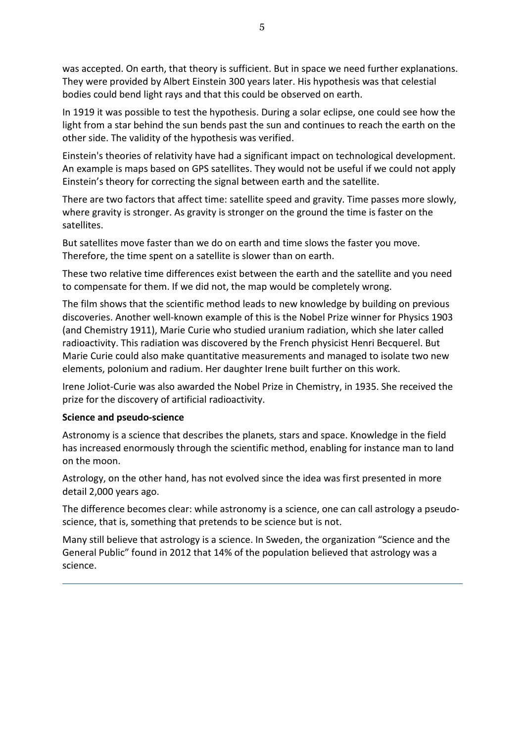was accepted. On earth, that theory is sufficient. But in space we need further explanations. They were provided by Albert Einstein 300 years later. His hypothesis was that celestial bodies could bend light rays and that this could be observed on earth.

In 1919 it was possible to test the hypothesis. During a solar eclipse, one could see how the light from a star behind the sun bends past the sun and continues to reach the earth on the other side. The validity of the hypothesis was verified.

Einstein's theories of relativity have had a significant impact on technological development. An example is maps based on GPS satellites. They would not be useful if we could not apply Einstein's theory for correcting the signal between earth and the satellite.

There are two factors that affect time: satellite speed and gravity. Time passes more slowly, where gravity is stronger. As gravity is stronger on the ground the time is faster on the satellites.

But satellites move faster than we do on earth and time slows the faster you move. Therefore, the time spent on a satellite is slower than on earth.

These two relative time differences exist between the earth and the satellite and you need to compensate for them. If we did not, the map would be completely wrong.

The film shows that the scientific method leads to new knowledge by building on previous discoveries. Another well-known example of this is the Nobel Prize winner for Physics 1903 (and Chemistry 1911), Marie Curie who studied uranium radiation, which she later called radioactivity. This radiation was discovered by the French physicist Henri Becquerel. But Marie Curie could also make quantitative measurements and managed to isolate two new elements, polonium and radium. Her daughter Irene built further on this work.

Irene Joliot-Curie was also awarded the Nobel Prize in Chemistry, in 1935. She received the prize for the discovery of artificial radioactivity.

**Science and pseudo-science**

Astronomy is a science that describes the planets, stars and space. Knowledge in the field has increased enormously through the scientific method, enabling for instance man to land on the moon.

Astrology, on the other hand, has not evolved since the idea was first presented in more detail 2,000 years ago.

The difference becomes clear: while astronomy is a science, one can call astrology a pseudo-science, that is, something that pretends to be science but is not.

Many still believe that astrology is a science. In Sweden, the organization "Science and the General Public" found in 2012 that 14% of the population believed that astrology was a science.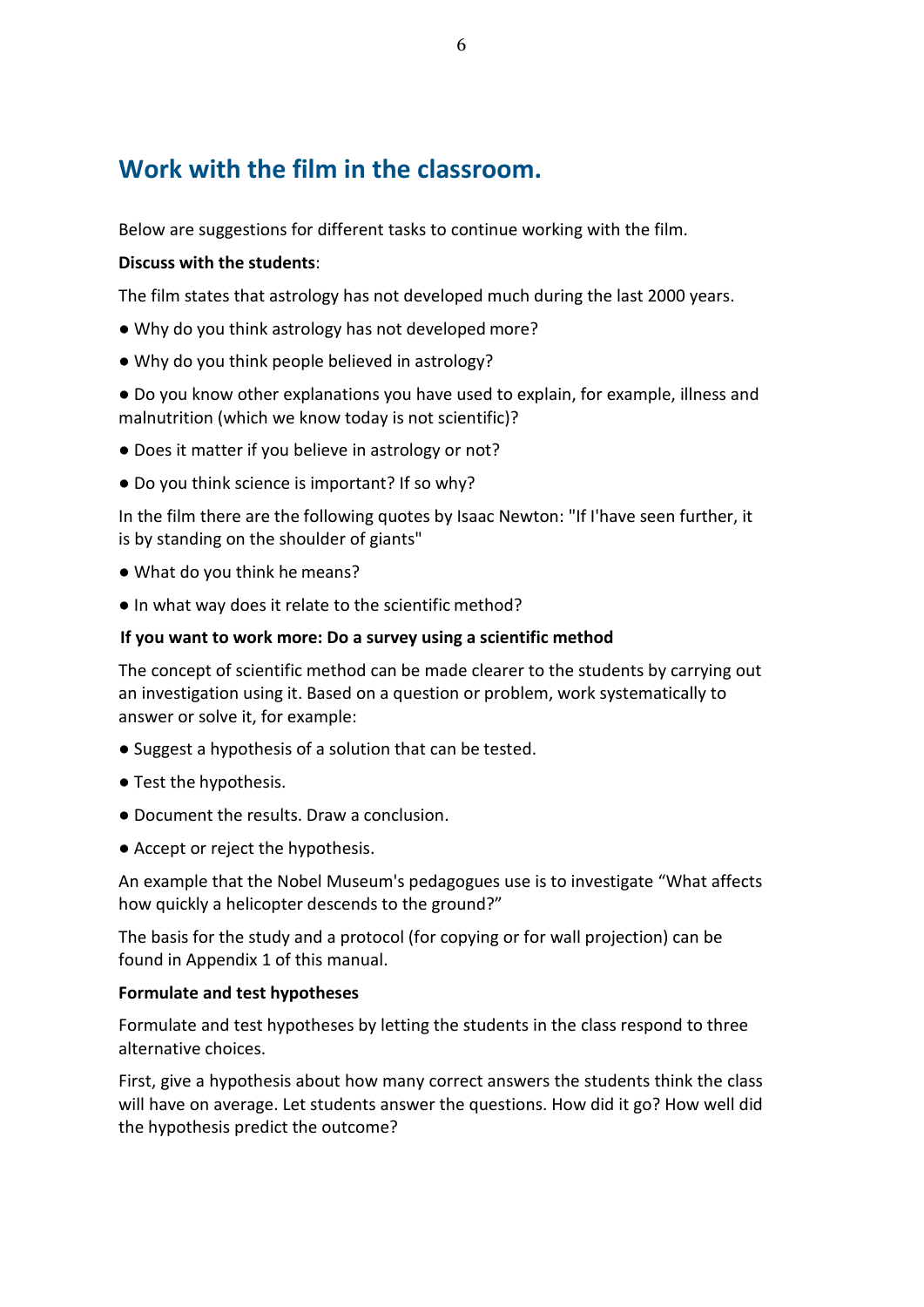## Work with the film in the classroom.

Below are suggestions for different tasks to continue working with the film.

**Discuss with the students**:

The film states that astrology has not developed much during the last 2000 years.

- Why do you think astrology has not developed more?
- Why do you think people believed in astrology?
- Do you know other explanations you have used to explain, for example, illness and malnutrition (which we know today is not scientific)?
- Does it matter if you believe in astrology or not?
- Do you think science is important? If so why?

In the film there are the following quotes by Isaac Newton: "If I'have seen further, it is by standing on the shoulder of giants"

- What do you think he means?
- In what way does it relate to the scientific method?

**If you want to work more: Do a survey using a scientific method**

The concept of scientific method can be made clearer to the students by carrying out an investigation using it. Based on a question or problem, work systematically to answer or solve it, for example:

- Suggest a hypothesis of a solution that can be tested.
- Test the hypothesis.
- Document the results. Draw a conclusion.
- Accept or reject the hypothesis.

An example that the Nobel Museum's pedagogues use is to investigate "What affects how quickly a helicopter descends to the ground?"

The basis for the study and a protocol (for copying or for wall projection) can be found in Appendix 1 of this manual.

**Formulate and test hypotheses**

Formulate and test hypotheses by letting the students in the class respond to three alternative choices.

First, give a hypothesis about how many correct answers the students think the class will have on average. Let students answer the questions. How did it go? How well did the hypothesis predict the outcome?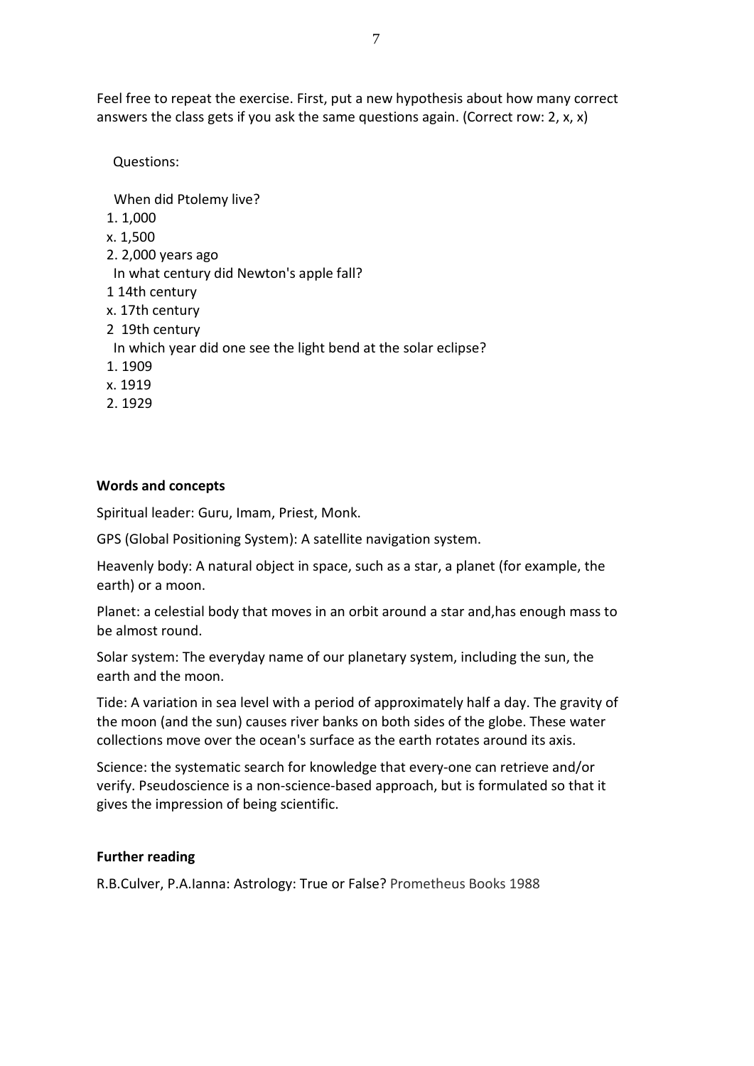Feel free to repeat the exercise. First, put a new hypothesis about how many correct answers the class gets if you ask the same questions again. (Correct row: 2, x, x)

Questions:

When did Ptolemy live?

1. 1,000

x. 1,500

2. 2,000 years ago

In what century did Newton's apple fall?

1 14th century

x. 17th century

2 19th century

In which year did one see the light bend at the solar eclipse?

1. 1909

x. 1919

2. 1929

**Words and concepts**

Spiritual leader: Guru, Imam, Priest, Monk.

GPS (Global Positioning System): A satellite navigation system.

Heavenly body: A natural object in space, such as a star, a planet (for example, the earth) or a moon.

Planet: a celestial body that moves in an orbit around a star and,has enough mass to be almost round.

Solar system: The everyday name of our planetary system, including the sun, the earth and the moon.

Tide: A variation in sea level with a period of approximately half a day. The gravity of the moon (and the sun) causes river banks on both sides of the globe. These water collections move over the ocean's surface as the earth rotates around its axis.

Science: the systematic search for knowledge that every-one can retrieve and/or verify. Pseudoscience is a non-science-based approach, but is formulated so that it gives the impression of being scientific.

**Further reading**

R.B.Culver, P.A.Ianna: Astrology: True or False? Prometheus Books 1988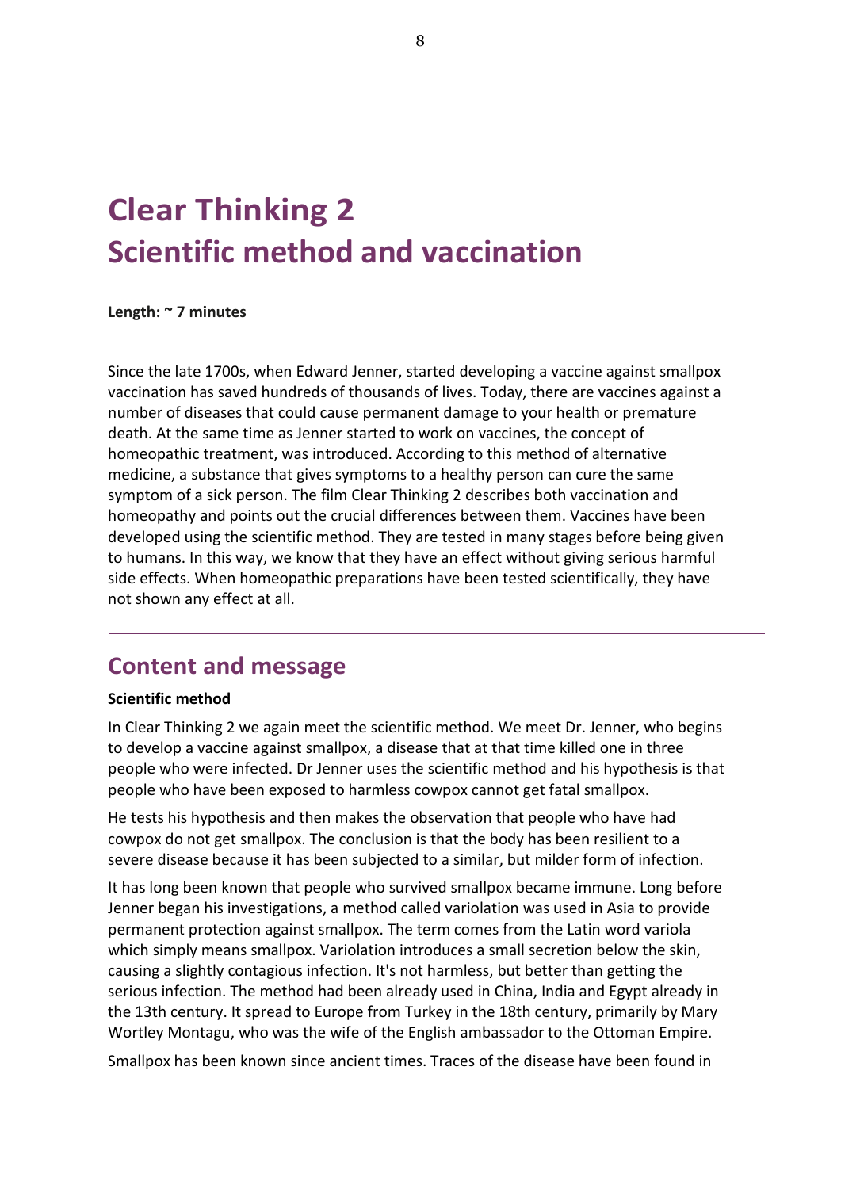# Clear Thinking 2
# Scientific method and vaccination

**Length: ~ 7 minutes**

---

Since the late 1700s, when Edward Jenner, started developing a vaccine against smallpox vaccination has saved hundreds of thousands of lives. Today, there are vaccines against a number of diseases that could cause permanent damage to your health or premature death. At the same time as Jenner started to work on vaccines, the concept of homeopathic treatment, was introduced. According to this method of alternative medicine, a substance that gives symptoms to a healthy person can cure the same symptom of a sick person. The film Clear Thinking 2 describes both vaccination and homeopathy and points out the crucial differences between them. Vaccines have been developed using the scientific method. They are tested in many stages before being given to humans. In this way, we know that they have an effect without giving serious harmful side effects. When homeopathic preparations have been tested scientifically, they have not shown any effect at all.

---

## Content and message

**Scientific method**

In Clear Thinking 2 we again meet the scientific method. We meet Dr. Jenner, who begins to develop a vaccine against smallpox, a disease that at that time killed one in three people who were infected. Dr Jenner uses the scientific method and his hypothesis is that people who have been exposed to harmless cowpox cannot get fatal smallpox.

He tests his hypothesis and then makes the observation that people who have had cowpox do not get smallpox. The conclusion is that the body has been resilient to a severe disease because it has been subjected to a similar, but milder form of infection.

It has long been known that people who survived smallpox became immune. Long before Jenner began his investigations, a method called variolation was used in Asia to provide permanent protection against smallpox. The term comes from the Latin word variola which simply means smallpox. Variolation introduces a small secretion below the skin, causing a slightly contagious infection. It's not harmless, but better than getting the serious infection. The method had been already used in China, India and Egypt already in the 13th century. It spread to Europe from Turkey in the 18th century, primarily by Mary Wortley Montagu, who was the wife of the English ambassador to the Ottoman Empire.

Smallpox has been known since ancient times. Traces of the disease have been found in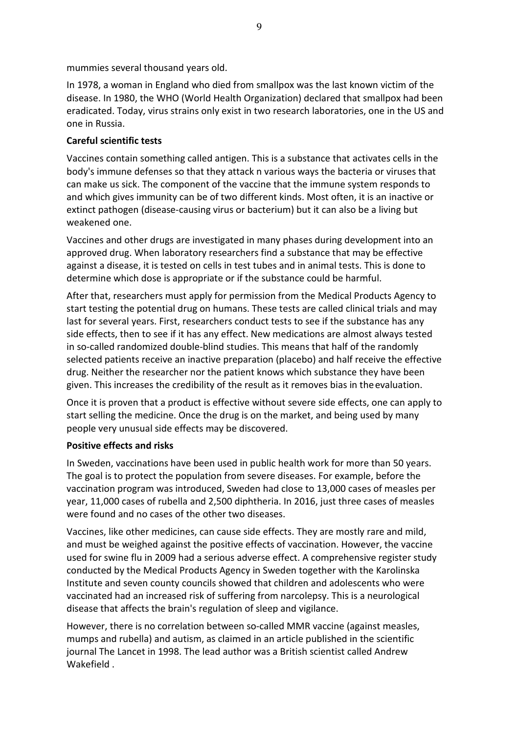mummies several thousand years old.

In 1978, a woman in England who died from smallpox was the last known victim of the disease. In 1980, the WHO (World Health Organization) declared that smallpox had been eradicated. Today, virus strains only exist in two research laboratories, one in the US and one in Russia.

**Careful scientific tests**

Vaccines contain something called antigen. This is a substance that activates cells in the body's immune defenses so that they attack n various ways the bacteria or viruses that can make us sick. The component of the vaccine that the immune system responds to and which gives immunity can be of two different kinds. Most often, it is an inactive or extinct pathogen (disease-causing virus or bacterium) but it can also be a living but weakened one.

Vaccines and other drugs are investigated in many phases during development into an approved drug. When laboratory researchers find a substance that may be effective against a disease, it is tested on cells in test tubes and in animal tests. This is done to determine which dose is appropriate or if the substance could be harmful.

After that, researchers must apply for permission from the Medical Products Agency to start testing the potential drug on humans. These tests are called clinical trials and may last for several years. First, researchers conduct tests to see if the substance has any side effects, then to see if it has any effect. New medications are almost always tested in so-called randomized double-blind studies. This means that half of the randomly selected patients receive an inactive preparation (placebo) and half receive the effective drug. Neither the researcher nor the patient knows which substance they have been given. This increases the credibility of the result as it removes bias in the evaluation.

Once it is proven that a product is effective without severe side effects, one can apply to start selling the medicine. Once the drug is on the market, and being used by many people very unusual side effects may be discovered.

**Positive effects and risks**

In Sweden, vaccinations have been used in public health work for more than 50 years. The goal is to protect the population from severe diseases. For example, before the vaccination program was introduced, Sweden had close to 13,000 cases of measles per year, 11,000 cases of rubella and 2,500 diphtheria. In 2016, just three cases of measles were found and no cases of the other two diseases.

Vaccines, like other medicines, can cause side effects. They are mostly rare and mild, and must be weighed against the positive effects of vaccination. However, the vaccine used for swine flu in 2009 had a serious adverse effect. A comprehensive register study conducted by the Medical Products Agency in Sweden together with the Karolinska Institute and seven county councils showed that children and adolescents who were vaccinated had an increased risk of suffering from narcolepsy. This is a neurological disease that affects the brain's regulation of sleep and vigilance.

However, there is no correlation between so-called MMR vaccine (against measles, mumps and rubella) and autism, as claimed in an article published in the scientific journal The Lancet in 1998. The lead author was a British scientist called Andrew Wakefield .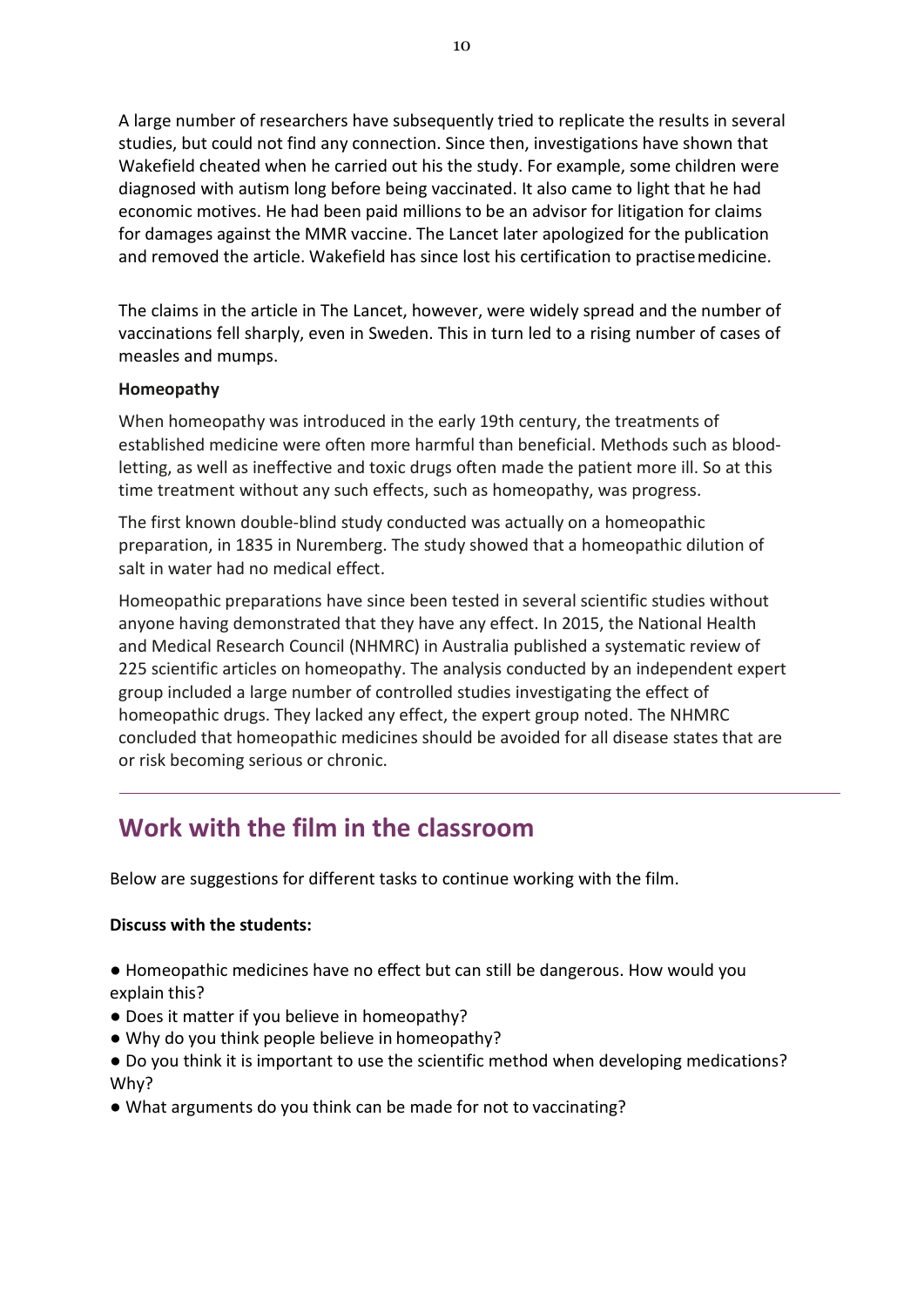A large number of researchers have subsequently tried to replicate the results in several studies, but could not find any connection. Since then, investigations have shown that Wakefield cheated when he carried out his the study. For example, some children were diagnosed with autism long before being vaccinated. It also came to light that he had economic motives. He had been paid millions to be an advisor for litigation for claims for damages against the MMR vaccine. The Lancet later apologized for the publication and removed the article. Wakefield has since lost his certification to practise medicine.

The claims in the article in The Lancet, however, were widely spread and the number of vaccinations fell sharply, even in Sweden. This in turn led to a rising number of cases of measles and mumps.

**Homeopathy**

When homeopathy was introduced in the early 19th century, the treatments of established medicine were often more harmful than beneficial. Methods such as blood-letting, as well as ineffective and toxic drugs often made the patient more ill. So at this time treatment without any such effects, such as homeopathy, was progress.

The first known double-blind study conducted was actually on a homeopathic preparation, in 1835 in Nuremberg. The study showed that a homeopathic dilution of salt in water had no medical effect.

Homeopathic preparations have since been tested in several scientific studies without anyone having demonstrated that they have any effect. In 2015, the National Health and Medical Research Council (NHMRC) in Australia published a systematic review of 225 scientific articles on homeopathy. The analysis conducted by an independent expert group included a large number of controlled studies investigating the effect of homeopathic drugs. They lacked any effect, the expert group noted. The NHMRC concluded that homeopathic medicines should be avoided for all disease states that are or risk becoming serious or chronic.

## Work with the film in the classroom

Below are suggestions for different tasks to continue working with the film.

**Discuss with the students:**

- Homeopathic medicines have no effect but can still be dangerous. How would you explain this?
- Does it matter if you believe in homeopathy?
- Why do you think people believe in homeopathy?
- Do you think it is important to use the scientific method when developing medications? Why?
- What arguments do you think can be made for not to vaccinating?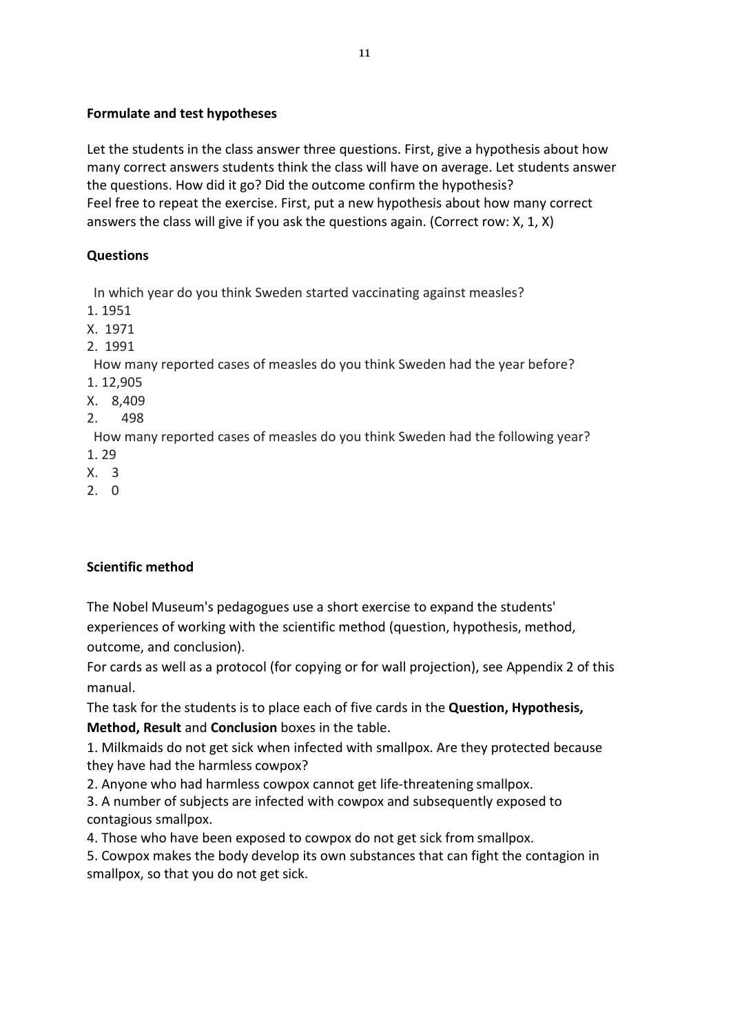**Formulate and test hypotheses**

Let the students in the class answer three questions. First, give a hypothesis about how many correct answers students think the class will have on average. Let students answer the questions. How did it go? Did the outcome confirm the hypothesis?
Feel free to repeat the exercise. First, put a new hypothesis about how many correct answers the class will give if you ask the questions again. (Correct row: X, 1, X)

**Questions**

In which year do you think Sweden started vaccinating against measles?
1. 1951
X. 1971
2. 1991

How many reported cases of measles do you think Sweden had the year before?
1. 12,905
X. 8,409
2. 498

How many reported cases of measles do you think Sweden had the following year?
1. 29
X. 3
2. 0

**Scientific method**

The Nobel Museum's pedagogues use a short exercise to expand the students' experiences of working with the scientific method (question, hypothesis, method, outcome, and conclusion).
For cards as well as a protocol (for copying or for wall projection), see Appendix 2 of this manual.
The task for the students is to place each of five cards in the **Question, Hypothesis, Method, Result** and **Conclusion** boxes in the table.

1. Milkmaids do not get sick when infected with smallpox. Are they protected because they have had the harmless cowpox?
2. Anyone who had harmless cowpox cannot get life-threatening smallpox.
3. A number of subjects are infected with cowpox and subsequently exposed to contagious smallpox.
4. Those who have been exposed to cowpox do not get sick from smallpox.
5. Cowpox makes the body develop its own substances that can fight the contagion in smallpox, so that you do not get sick.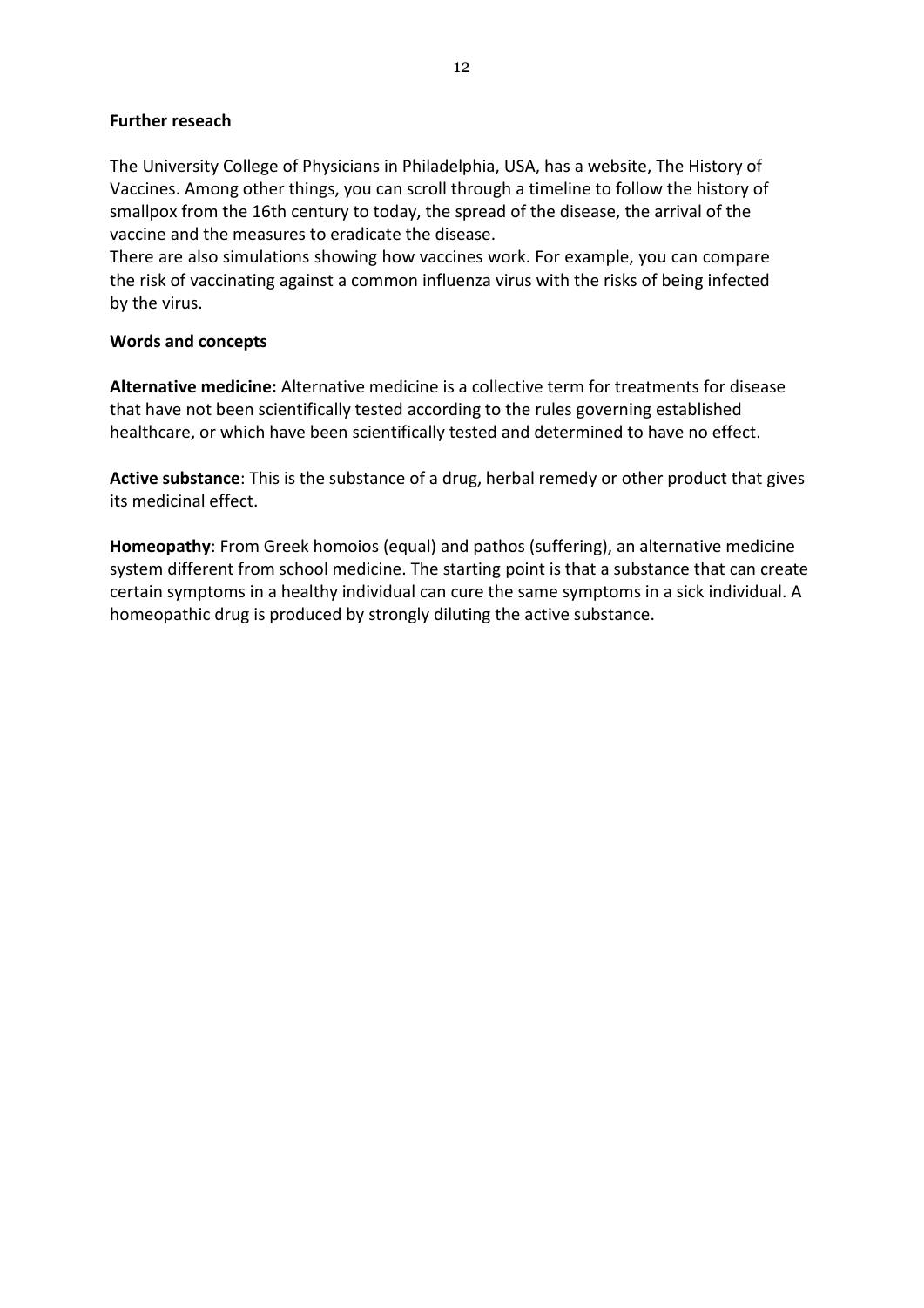**Further reseach**

The University College of Physicians in Philadelphia, USA, has a website, The History of Vaccines. Among other things, you can scroll through a timeline to follow the history of smallpox from the 16th century to today, the spread of the disease, the arrival of the vaccine and the measures to eradicate the disease.
There are also simulations showing how vaccines work. For example, you can compare the risk of vaccinating against a common influenza virus with the risks of being infected by the virus.

**Words and concepts**

**Alternative medicine:** Alternative medicine is a collective term for treatments for disease that have not been scientifically tested according to the rules governing established healthcare, or which have been scientifically tested and determined to have no effect.

**Active substance**: This is the substance of a drug, herbal remedy or other product that gives its medicinal effect.

**Homeopathy**: From Greek homoios (equal) and pathos (suffering), an alternative medicine system different from school medicine. The starting point is that a substance that can create certain symptoms in a healthy individual can cure the same symptoms in a sick individual. A homeopathic drug is produced by strongly diluting the active substance.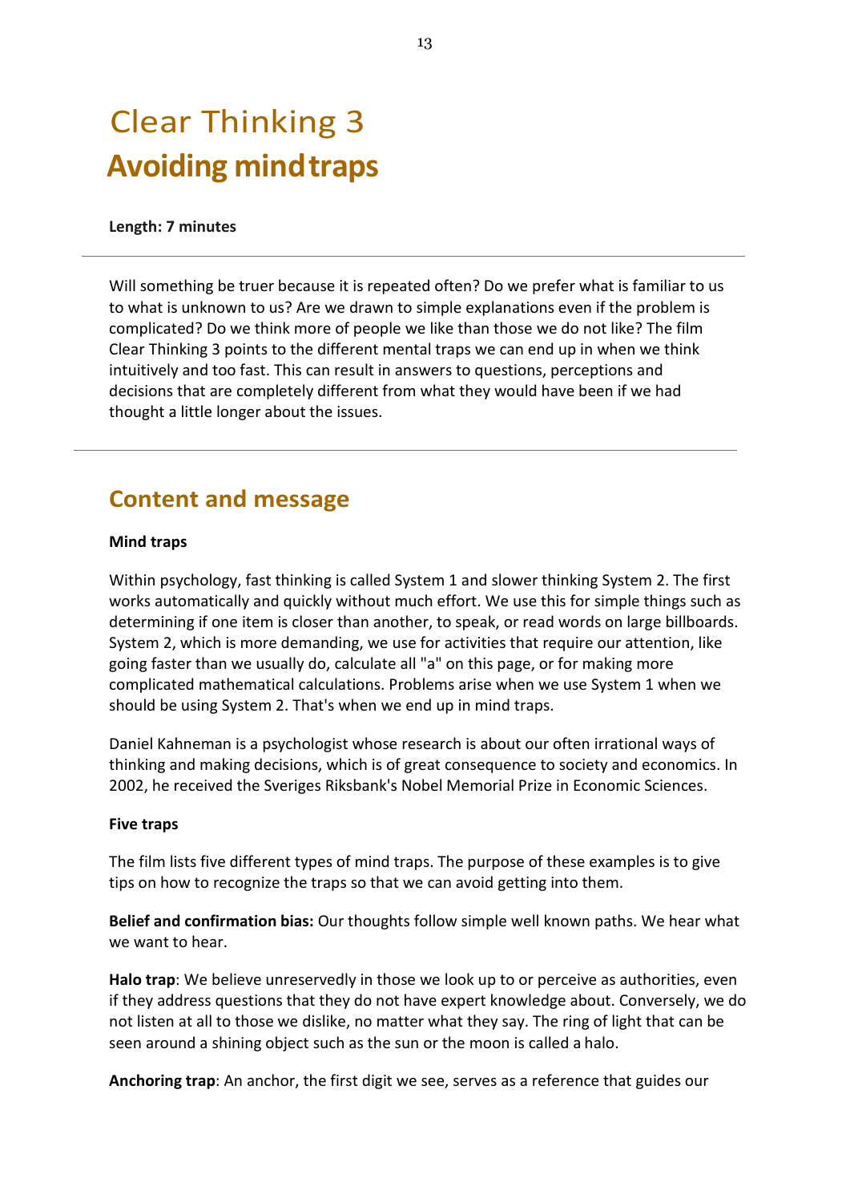# Clear Thinking 3

## Avoiding mind traps

**Length: 7 minutes**

---

Will something be truer because it is repeated often? Do we prefer what is familiar to us to what is unknown to us? Are we drawn to simple explanations even if the problem is complicated? Do we think more of people we like than those we do not like? The film Clear Thinking 3 points to the different mental traps we can end up in when we think intuitively and too fast. This can result in answers to questions, perceptions and decisions that are completely different from what they would have been if we had thought a little longer about the issues.

---

## Content and message

**Mind traps**

Within psychology, fast thinking is called System 1 and slower thinking System 2. The first works automatically and quickly without much effort. We use this for simple things such as determining if one item is closer than another, to speak, or read words on large billboards. System 2, which is more demanding, we use for activities that require our attention, like going faster than we usually do, calculate all "a" on this page, or for making more complicated mathematical calculations. Problems arise when we use System 1 when we should be using System 2. That's when we end up in mind traps.

Daniel Kahneman is a psychologist whose research is about our often irrational ways of thinking and making decisions, which is of great consequence to society and economics. In 2002, he received the Sveriges Riksbank's Nobel Memorial Prize in Economic Sciences.

**Five traps**

The film lists five different types of mind traps. The purpose of these examples is to give tips on how to recognize the traps so that we can avoid getting into them.

**Belief and confirmation bias:** Our thoughts follow simple well known paths. We hear what we want to hear.

**Halo trap**: We believe unreservedly in those we look up to or perceive as authorities, even if they address questions that they do not have expert knowledge about. Conversely, we do not listen at all to those we dislike, no matter what they say. The ring of light that can be seen around a shining object such as the sun or the moon is called a halo.

**Anchoring trap**: An anchor, the first digit we see, serves as a reference that guides our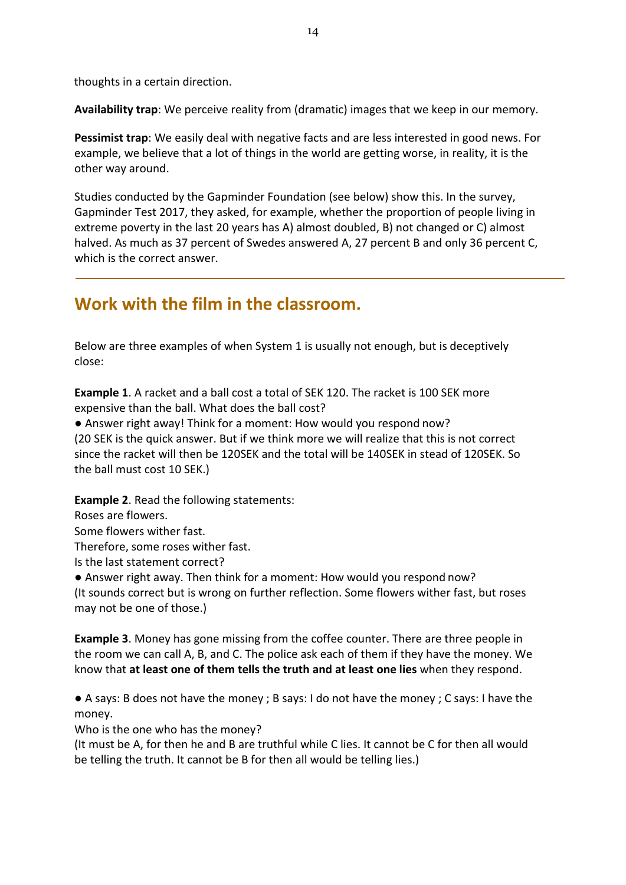thoughts in a certain direction.

**Availability trap**: We perceive reality from (dramatic) images that we keep in our memory.

**Pessimist trap**: We easily deal with negative facts and are less interested in good news. For example, we believe that a lot of things in the world are getting worse, in reality, it is the other way around.

Studies conducted by the Gapminder Foundation (see below) show this. In the survey, Gapminder Test 2017, they asked, for example, whether the proportion of people living in extreme poverty in the last 20 years has A) almost doubled, B) not changed or C) almost halved. As much as 37 percent of Swedes answered A, 27 percent B and only 36 percent C, which is the correct answer.

---

## Work with the film in the classroom.

Below are three examples of when System 1 is usually not enough, but is deceptively close:

**Example 1**. A racket and a ball cost a total of SEK 120. The racket is 100 SEK more expensive than the ball. What does the ball cost?

● Answer right away! Think for a moment: How would you respond now?
(20 SEK is the quick answer. But if we think more we will realize that this is not correct since the racket will then be 120SEK and the total will be 140SEK in stead of 120SEK. So the ball must cost 10 SEK.)

**Example 2**. Read the following statements:
Roses are flowers.
Some flowers wither fast.
Therefore, some roses wither fast.
Is the last statement correct?

● Answer right away. Then think for a moment: How would you respond now?
(It sounds correct but is wrong on further reflection. Some flowers wither fast, but roses may not be one of those.)

**Example 3**. Money has gone missing from the coffee counter. There are three people in the room we can call A, B, and C. The police ask each of them if they have the money. We know that **at least one of them tells the truth and at least one lies** when they respond.

● A says: B does not have the money ; B says: I do not have the money ; C says: I have the money.
Who is the one who has the money?
(It must be A, for then he and B are truthful while C lies. It cannot be C for then all would be telling the truth. It cannot be B for then all would be telling lies.)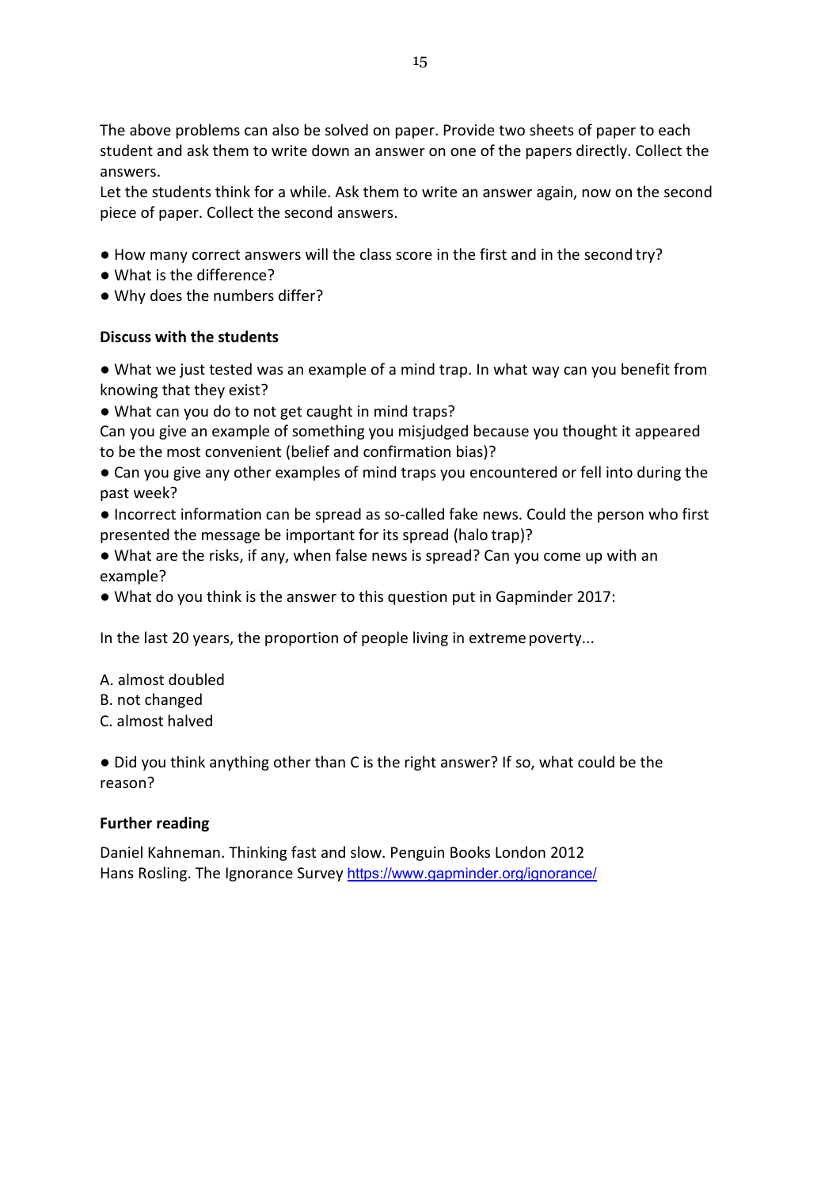The above problems can also be solved on paper. Provide two sheets of paper to each student and ask them to write down an answer on one of the papers directly. Collect the answers.
Let the students think for a while. Ask them to write an answer again, now on the second piece of paper. Collect the second answers.

- How many correct answers will the class score in the first and in the second try?
- What is the difference?
- Why does the numbers differ?

**Discuss with the students**

- What we just tested was an example of a mind trap. In what way can you benefit from knowing that they exist?
- What can you do to not get caught in mind traps?

Can you give an example of something you misjudged because you thought it appeared to be the most convenient (belief and confirmation bias)?

- Can you give any other examples of mind traps you encountered or fell into during the past week?
- Incorrect information can be spread as so-called fake news. Could the person who first presented the message be important for its spread (halo trap)?
- What are the risks, if any, when false news is spread? Can you come up with an example?
- What do you think is the answer to this question put in Gapminder 2017:

In the last 20 years, the proportion of people living in extreme poverty...

A. almost doubled
B. not changed
C. almost halved

- Did you think anything other than C is the right answer? If so, what could be the reason?

**Further reading**

Daniel Kahneman. Thinking fast and slow. Penguin Books London 2012
Hans Rosling. The Ignorance Survey https://www.gapminder.org/ignorance/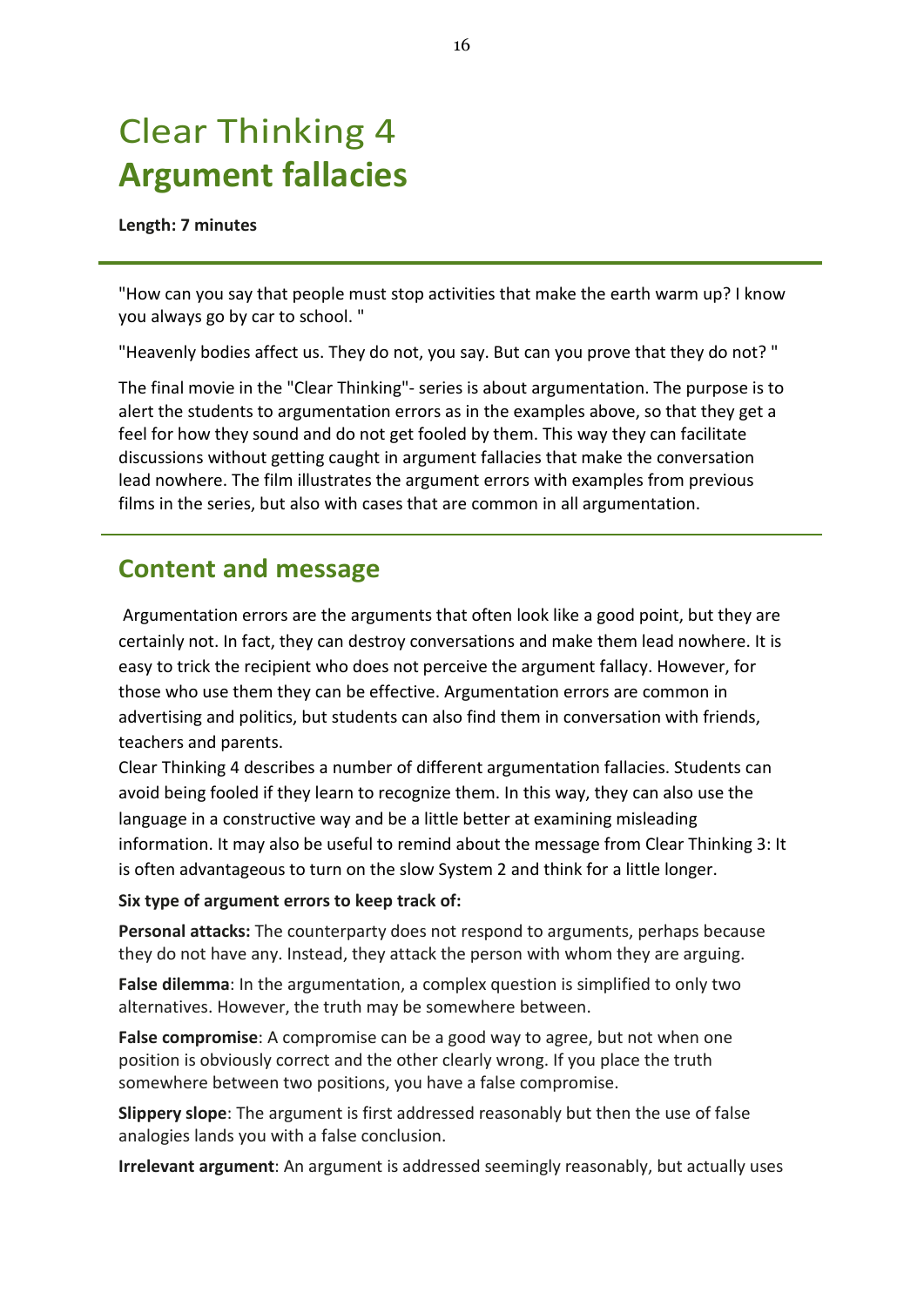# Clear Thinking 4
# **Argument fallacies**

**Length: 7 minutes**

---

"How can you say that people must stop activities that make the earth warm up? I know you always go by car to school. "

"Heavenly bodies affect us. They do not, you say. But can you prove that they do not? "

The final movie in the "Clear Thinking"- series is about argumentation. The purpose is to alert the students to argumentation errors as in the examples above, so that they get a feel for how they sound and do not get fooled by them. This way they can facilitate discussions without getting caught in argument fallacies that make the conversation lead nowhere. The film illustrates the argument errors with examples from previous films in the series, but also with cases that are common in all argumentation.

---

## Content and message

Argumentation errors are the arguments that often look like a good point, but they are certainly not. In fact, they can destroy conversations and make them lead nowhere. It is easy to trick the recipient who does not perceive the argument fallacy. However, for those who use them they can be effective. Argumentation errors are common in advertising and politics, but students can also find them in conversation with friends, teachers and parents.

Clear Thinking 4 describes a number of different argumentation fallacies. Students can avoid being fooled if they learn to recognize them. In this way, they can also use the language in a constructive way and be a little better at examining misleading information. It may also be useful to remind about the message from Clear Thinking 3: It is often advantageous to turn on the slow System 2 and think for a little longer.

**Six type of argument errors to keep track of:**

**Personal attacks:** The counterparty does not respond to arguments, perhaps because they do not have any. Instead, they attack the person with whom they are arguing.

**False dilemma**: In the argumentation, a complex question is simplified to only two alternatives. However, the truth may be somewhere between.

**False compromise**: A compromise can be a good way to agree, but not when one position is obviously correct and the other clearly wrong. If you place the truth somewhere between two positions, you have a false compromise.

**Slippery slope**: The argument is first addressed reasonably but then the use of false analogies lands you with a false conclusion.

**Irrelevant argument**: An argument is addressed seemingly reasonably, but actually uses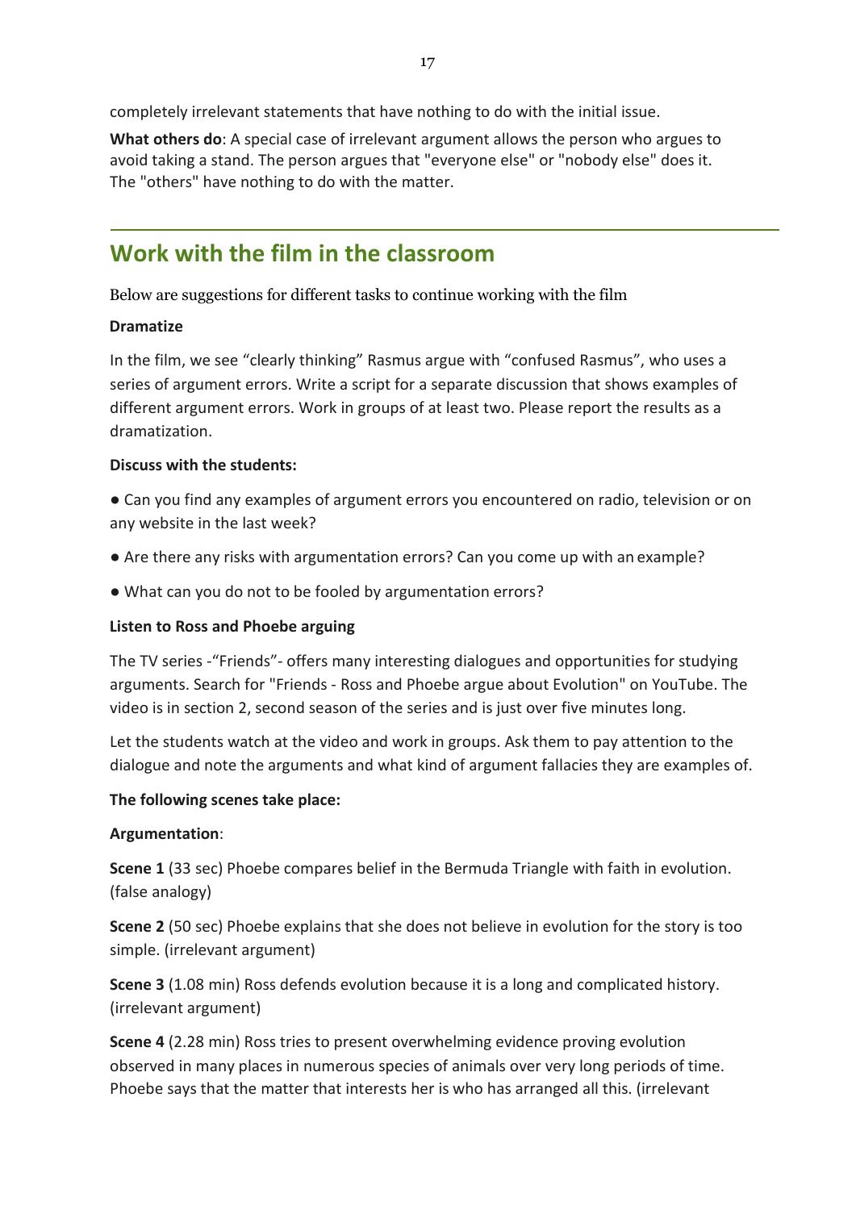completely irrelevant statements that have nothing to do with the initial issue.

**What others do**: A special case of irrelevant argument allows the person who argues to avoid taking a stand. The person argues that "everyone else" or "nobody else" does it. The "others" have nothing to do with the matter.

## Work with the film in the classroom

Below are suggestions for different tasks to continue working with the film

**Dramatize**

In the film, we see “clearly thinking” Rasmus argue with “confused Rasmus”, who uses a series of argument errors. Write a script for a separate discussion that shows examples of different argument errors. Work in groups of at least two. Please report the results as a dramatization.

**Discuss with the students:**

● Can you find any examples of argument errors you encountered on radio, television or on any website in the last week?

● Are there any risks with argumentation errors? Can you come up with an example?

● What can you do not to be fooled by argumentation errors?

**Listen to Ross and Phoebe arguing**

The TV series -“Friends”- offers many interesting dialogues and opportunities for studying arguments. Search for "Friends - Ross and Phoebe argue about Evolution" on YouTube. The video is in section 2, second season of the series and is just over five minutes long.

Let the students watch at the video and work in groups. Ask them to pay attention to the dialogue and note the arguments and what kind of argument fallacies they are examples of.

**The following scenes take place:**

**Argumentation**:

**Scene 1** (33 sec) Phoebe compares belief in the Bermuda Triangle with faith in evolution. (false analogy)

**Scene 2** (50 sec) Phoebe explains that she does not believe in evolution for the story is too simple. (irrelevant argument)

**Scene 3** (1.08 min) Ross defends evolution because it is a long and complicated history. (irrelevant argument)

**Scene 4** (2.28 min) Ross tries to present overwhelming evidence proving evolution observed in many places in numerous species of animals over very long periods of time. Phoebe says that the matter that interests her is who has arranged all this. (irrelevant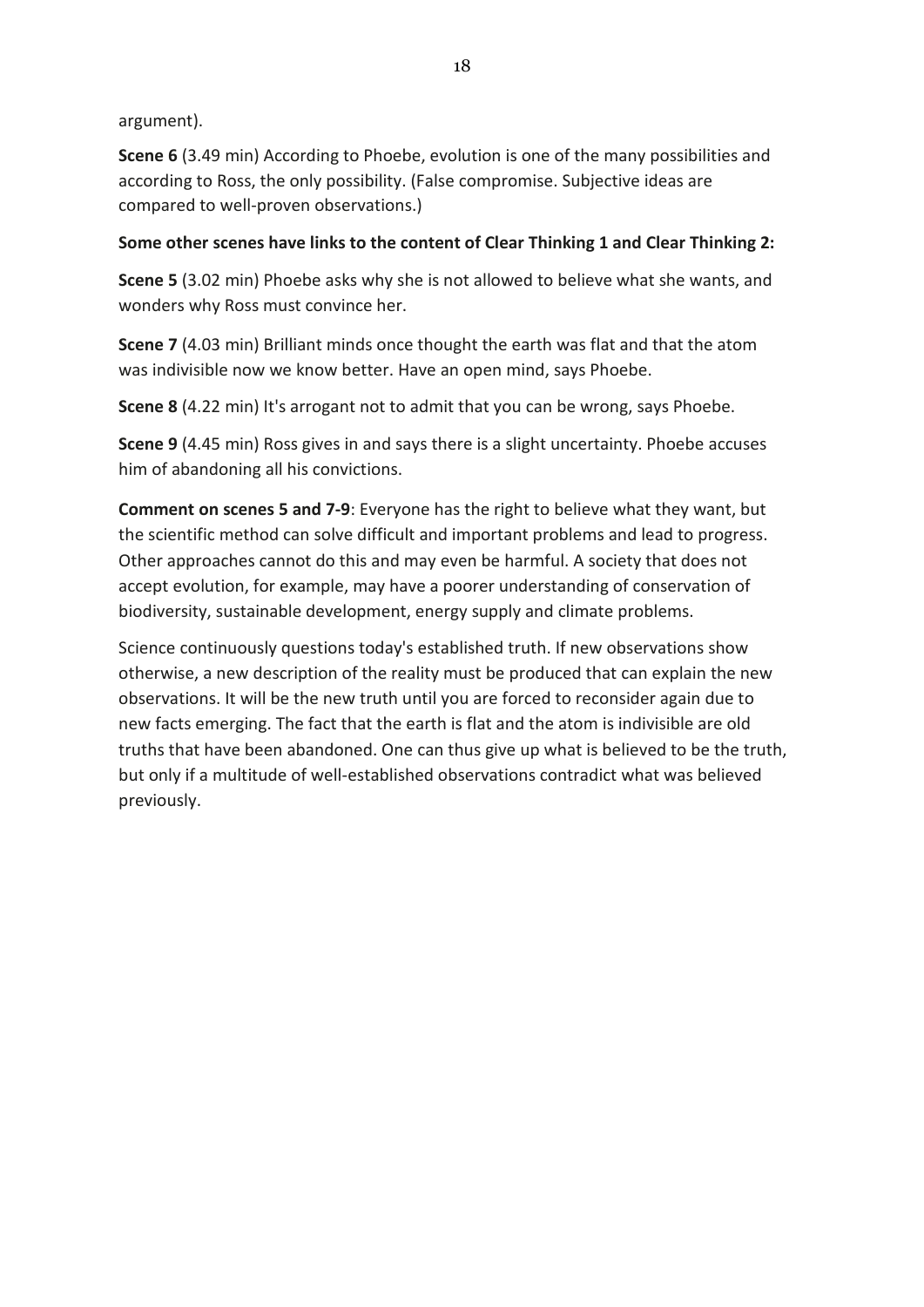argument).

**Scene 6** (3.49 min) According to Phoebe, evolution is one of the many possibilities and according to Ross, the only possibility. (False compromise. Subjective ideas are compared to well-proven observations.)

**Some other scenes have links to the content of Clear Thinking 1 and Clear Thinking 2:**

**Scene 5** (3.02 min) Phoebe asks why she is not allowed to believe what she wants, and wonders why Ross must convince her.

**Scene 7** (4.03 min) Brilliant minds once thought the earth was flat and that the atom was indivisible now we know better. Have an open mind, says Phoebe.

**Scene 8** (4.22 min) It's arrogant not to admit that you can be wrong, says Phoebe.

**Scene 9** (4.45 min) Ross gives in and says there is a slight uncertainty. Phoebe accuses him of abandoning all his convictions.

**Comment on scenes 5 and 7-9**: Everyone has the right to believe what they want, but the scientific method can solve difficult and important problems and lead to progress. Other approaches cannot do this and may even be harmful. A society that does not accept evolution, for example, may have a poorer understanding of conservation of biodiversity, sustainable development, energy supply and climate problems.

Science continuously questions today's established truth. If new observations show otherwise, a new description of the reality must be produced that can explain the new observations. It will be the new truth until you are forced to reconsider again due to new facts emerging. The fact that the earth is flat and the atom is indivisible are old truths that have been abandoned. One can thus give up what is believed to be the truth, but only if a multitude of well-established observations contradict what was believed previously.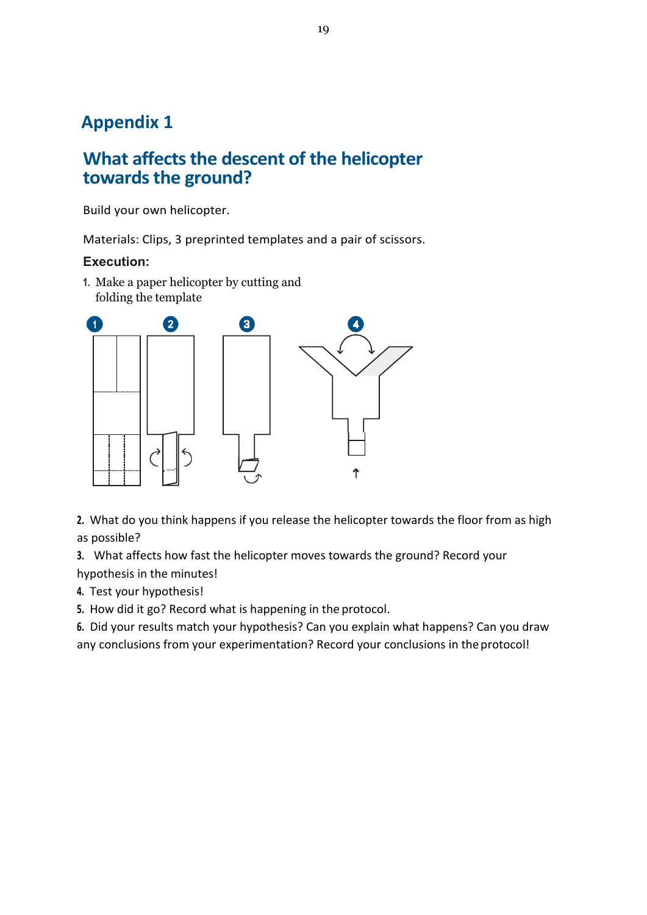# Appendix 1

## What affects the descent of the helicopter towards the ground?

Build your own helicopter.

Materials: Clips, 3 preprinted templates and a pair of scissors.

### Execution:

1. Make a paper helicopter by cutting and folding the template

2. What do you think happens if you release the helicopter towards the floor from as high as possible?
3. What affects how fast the helicopter moves towards the ground? Record your hypothesis in the minutes!
4. Test your hypothesis!
5. How did it go? Record what is happening in the protocol.
6. Did your results match your hypothesis? Can you explain what happens? Can you draw any conclusions from your experimentation? Record your conclusions in the protocol!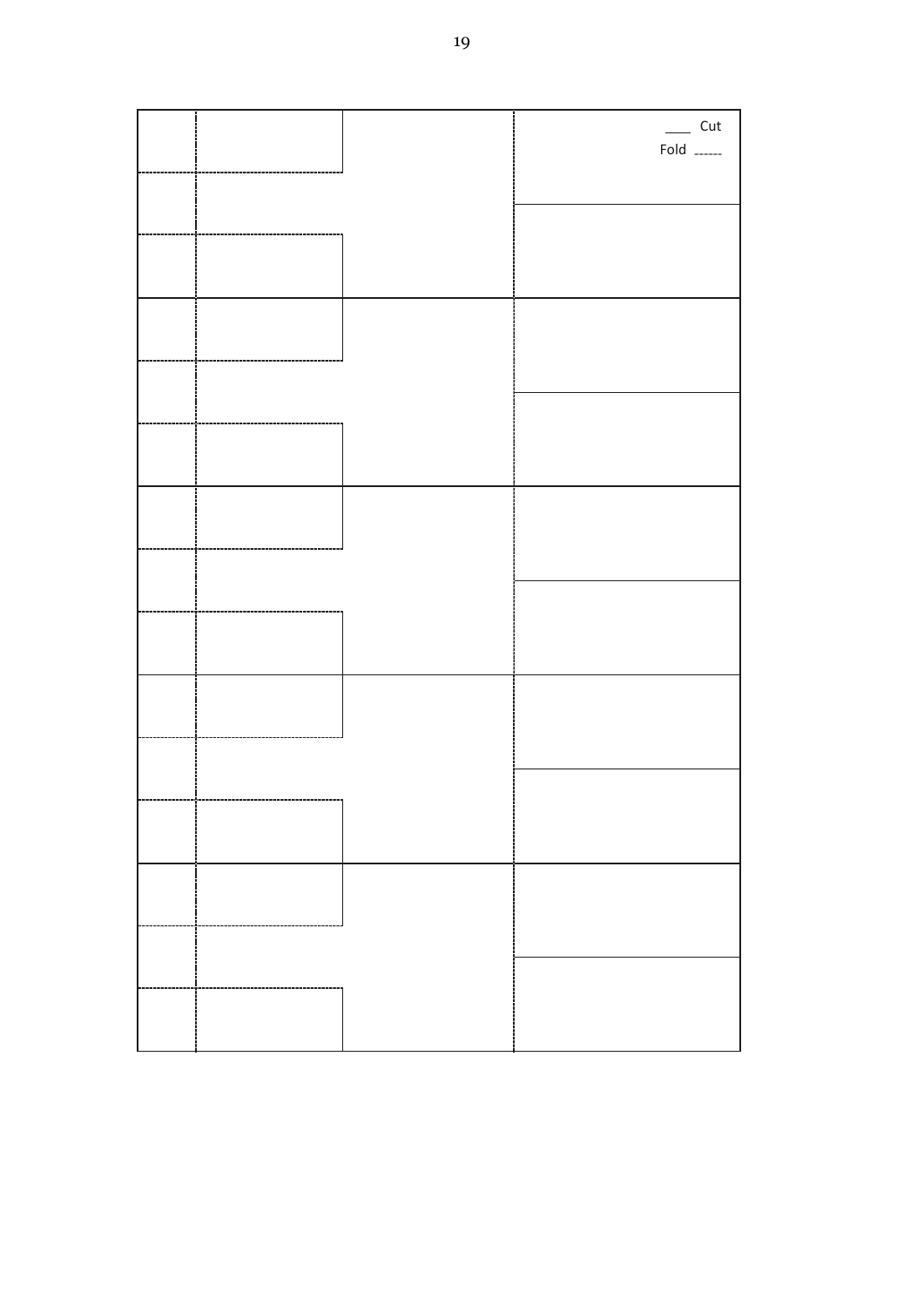____ Cut

Fold ------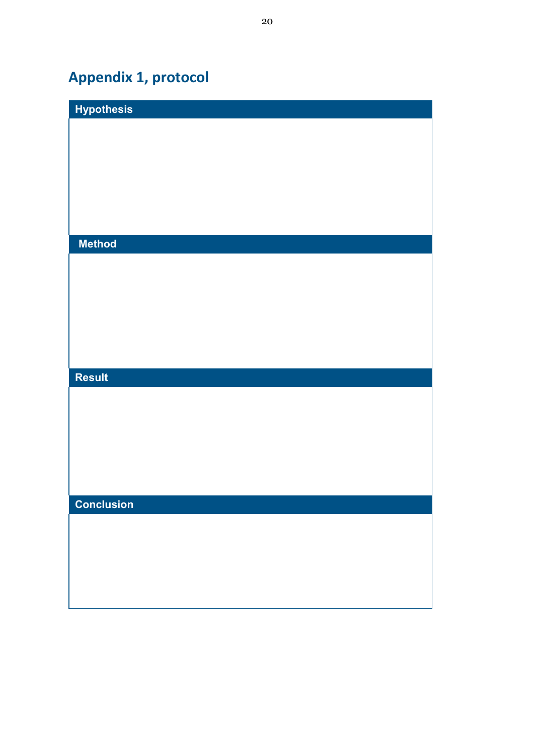# Appendix 1, protocol

| Hypothesis |
| --- |
| |

| Method |
| --- |
| |

| Result |
| --- |
| |

| Conclusion |
| --- |
| |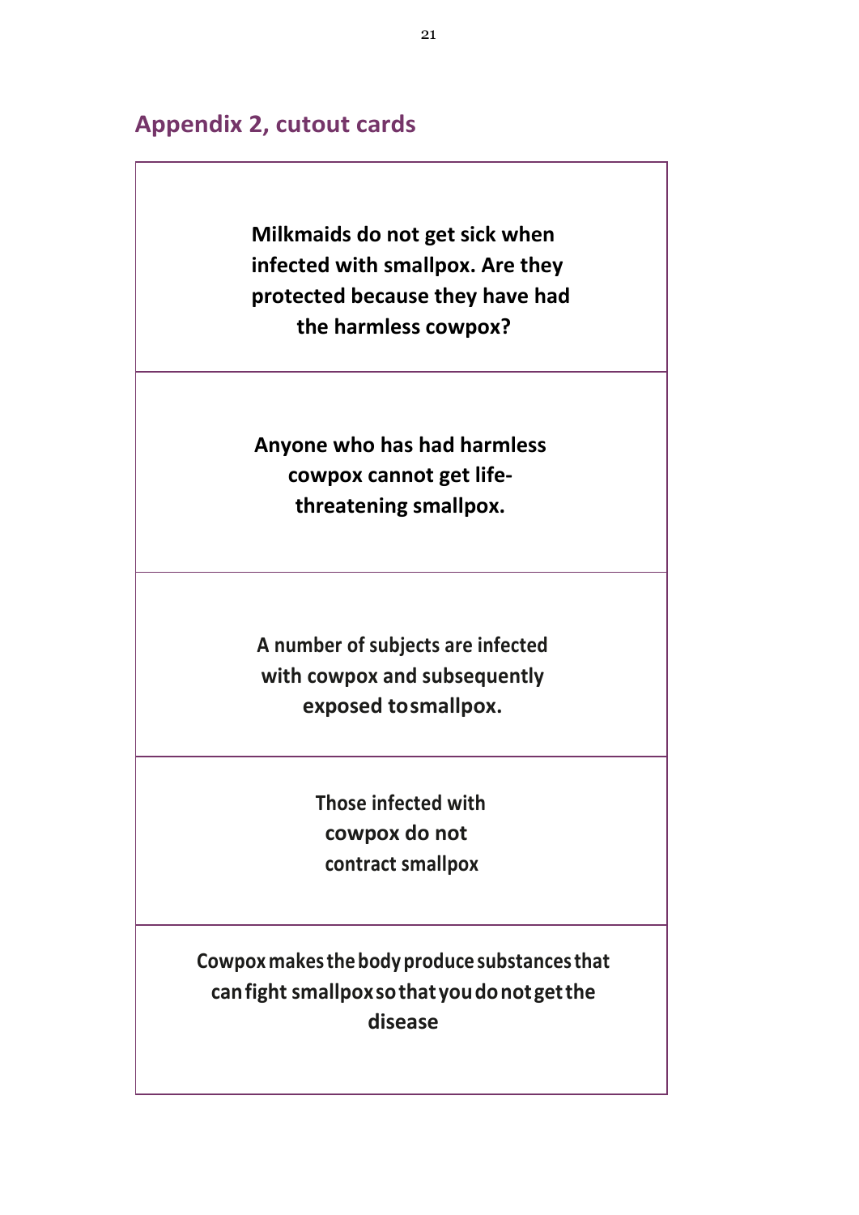## Appendix 2, cutout cards

**Milkmaids do not get sick when infected with smallpox. Are they protected because they have had the harmless cowpox?**

---

**Anyone who has had harmless cowpox cannot get life-threatening smallpox.**

---

**A number of subjects are infected with cowpox and subsequently exposed to smallpox.**

---

**Those infected with cowpox do not contract smallpox**

---

**Cowpox makes the body produce substances that can fight smallpox so that you do not get the disease**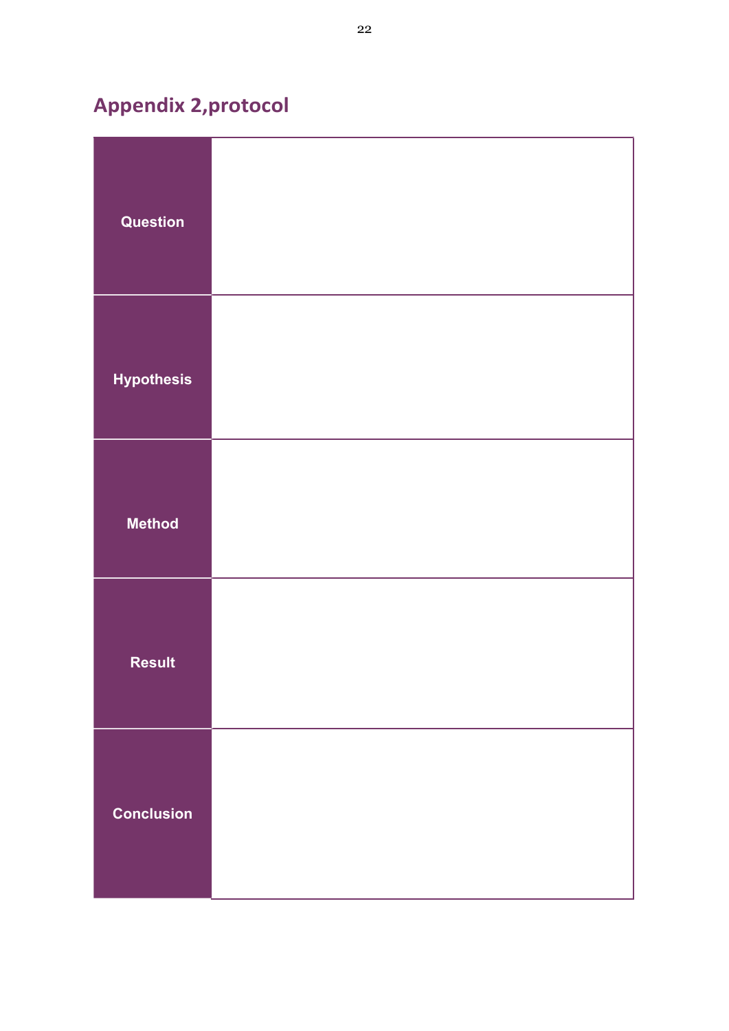## Appendix 2,protocol

| | |
|---|---|
| **Question** | |
| **Hypothesis** | |
| **Method** | |
| **Result** | |
| **Conclusion** | |